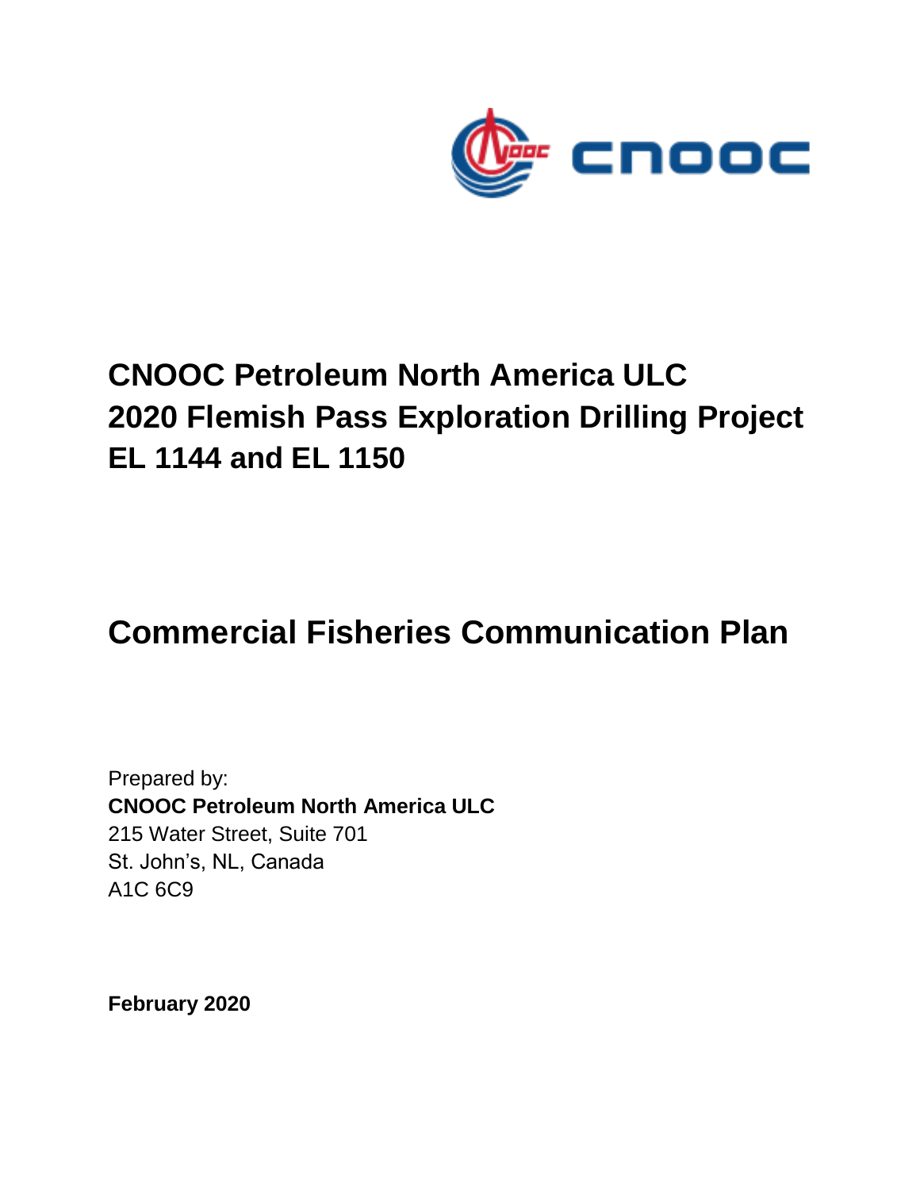# CNOOC Petroleum North America ULC
# 2020 Flemish Pass Exploration Drilling Project
# EL 1144 and EL 1150

# Commercial Fisheries Communication Plan

Prepared by:
**CNOOC Petroleum North America ULC**
215 Water Street, Suite 701
St. John's, NL, Canada
A1C 6C9

**February 2020**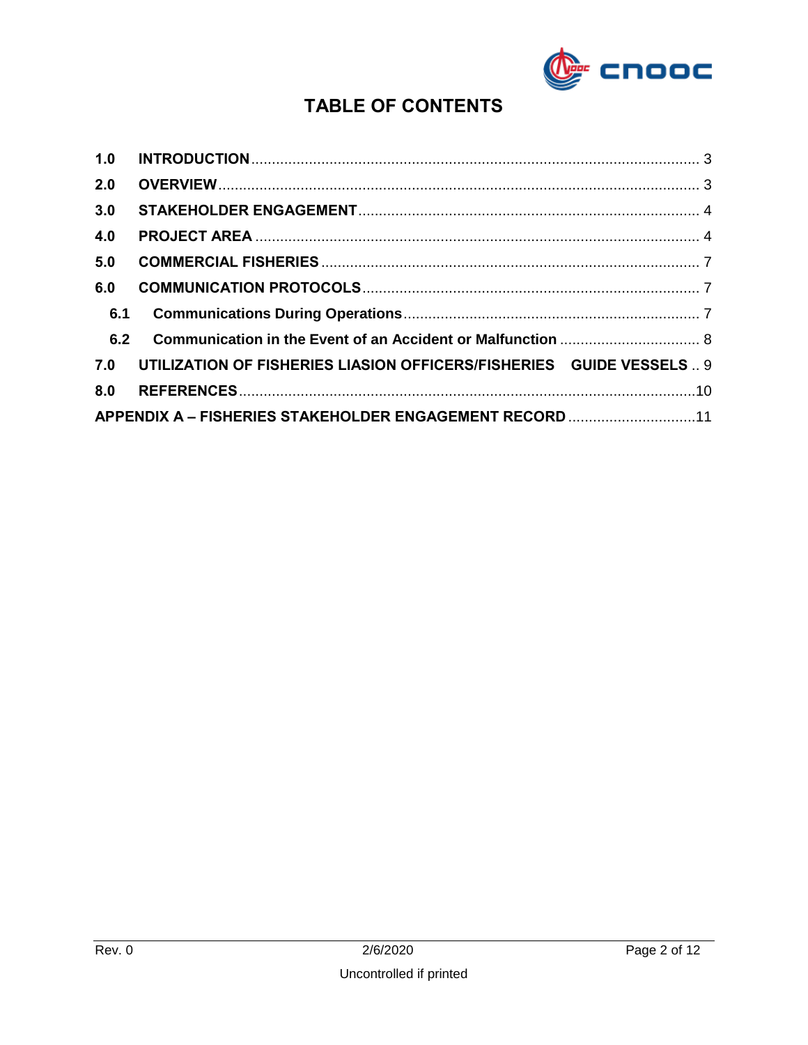# TABLE OF CONTENTS

**1.0 INTRODUCTION** ........................................................................................................ 3

**2.0 OVERVIEW** ................................................................................................................ 3

**3.0 STAKEHOLDER ENGAGEMENT** ............................................................................... 4

**4.0 PROJECT AREA** ........................................................................................................ 4

**5.0 COMMERCIAL FISHERIES** ........................................................................................ 7

**6.0 COMMUNICATION PROTOCOLS** .............................................................................. 7

- **6.1 Communications During Operations** .................................................................... 7
- **6.2 Communication in the Event of an Accident or Malfunction** .................................. 8

**7.0 UTILIZATION OF FISHERIES LIASION OFFICERS/FISHERIES GUIDE VESSELS** .. 9

**8.0 REFERENCES** .......................................................................................................... 10

**APPENDIX A – FISHERIES STAKEHOLDER ENGAGEMENT RECORD** ............................... 11

Rev. 0 | 2/6/2020

Uncontrolled if printed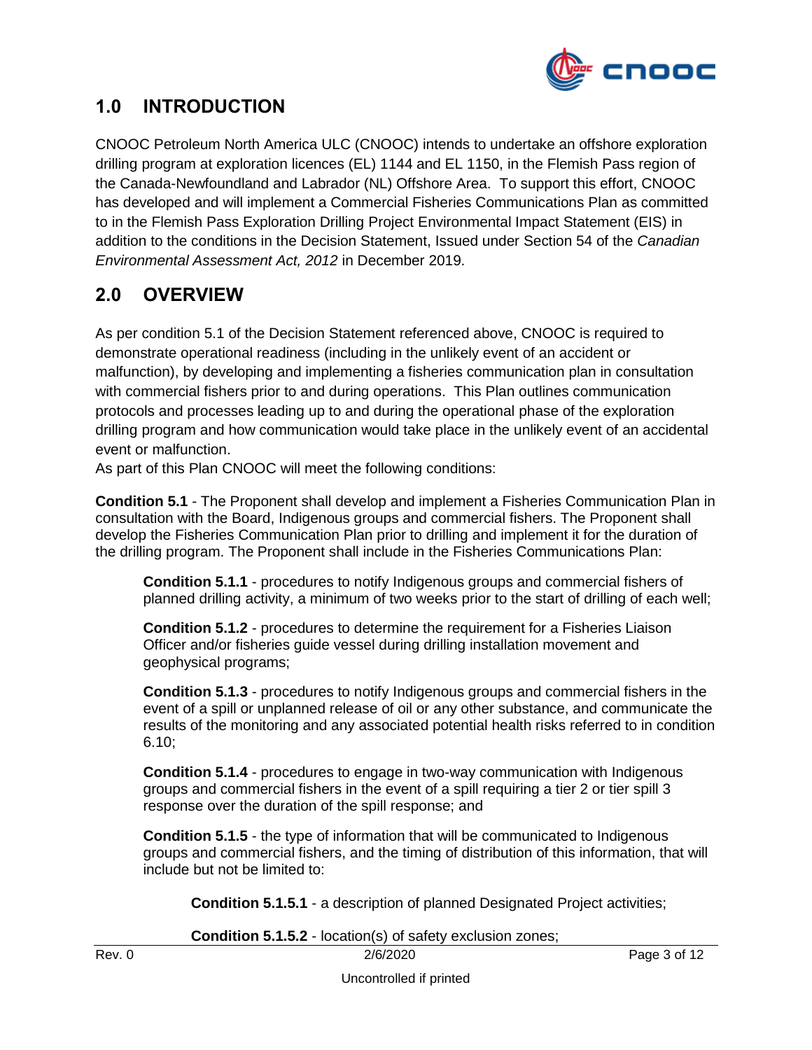## 1.0 INTRODUCTION

CNOOC Petroleum North America ULC (CNOOC) intends to undertake an offshore exploration drilling program at exploration licences (EL) 1144 and EL 1150, in the Flemish Pass region of the Canada-Newfoundland and Labrador (NL) Offshore Area. To support this effort, CNOOC has developed and will implement a Commercial Fisheries Communications Plan as committed to in the Flemish Pass Exploration Drilling Project Environmental Impact Statement (EIS) in addition to the conditions in the Decision Statement, Issued under Section 54 of the *Canadian Environmental Assessment Act, 2012* in December 2019.

## 2.0 OVERVIEW

As per condition 5.1 of the Decision Statement referenced above, CNOOC is required to demonstrate operational readiness (including in the unlikely event of an accident or malfunction), by developing and implementing a fisheries communication plan in consultation with commercial fishers prior to and during operations. This Plan outlines communication protocols and processes leading up to and during the operational phase of the exploration drilling program and how communication would take place in the unlikely event of an accidental event or malfunction.

As part of this Plan CNOOC will meet the following conditions:

**Condition 5.1** - The Proponent shall develop and implement a Fisheries Communication Plan in consultation with the Board, Indigenous groups and commercial fishers. The Proponent shall develop the Fisheries Communication Plan prior to drilling and implement it for the duration of the drilling program. The Proponent shall include in the Fisheries Communications Plan:

> **Condition 5.1.1** - procedures to notify Indigenous groups and commercial fishers of planned drilling activity, a minimum of two weeks prior to the start of drilling of each well;
>
> **Condition 5.1.2** - procedures to determine the requirement for a Fisheries Liaison Officer and/or fisheries guide vessel during drilling installation movement and geophysical programs;
>
> **Condition 5.1.3** - procedures to notify Indigenous groups and commercial fishers in the event of a spill or unplanned release of oil or any other substance, and communicate the results of the monitoring and any associated potential health risks referred to in condition 6.10;
>
> **Condition 5.1.4** - procedures to engage in two-way communication with Indigenous groups and commercial fishers in the event of a spill requiring a tier 2 or tier spill 3 response over the duration of the spill response; and
>
> **Condition 5.1.5** - the type of information that will be communicated to Indigenous groups and commercial fishers, and the timing of distribution of this information, that will include but not be limited to:
>
> > **Condition 5.1.5.1** - a description of planned Designated Project activities;
> >
> > **Condition 5.1.5.2** - location(s) of safety exclusion zones;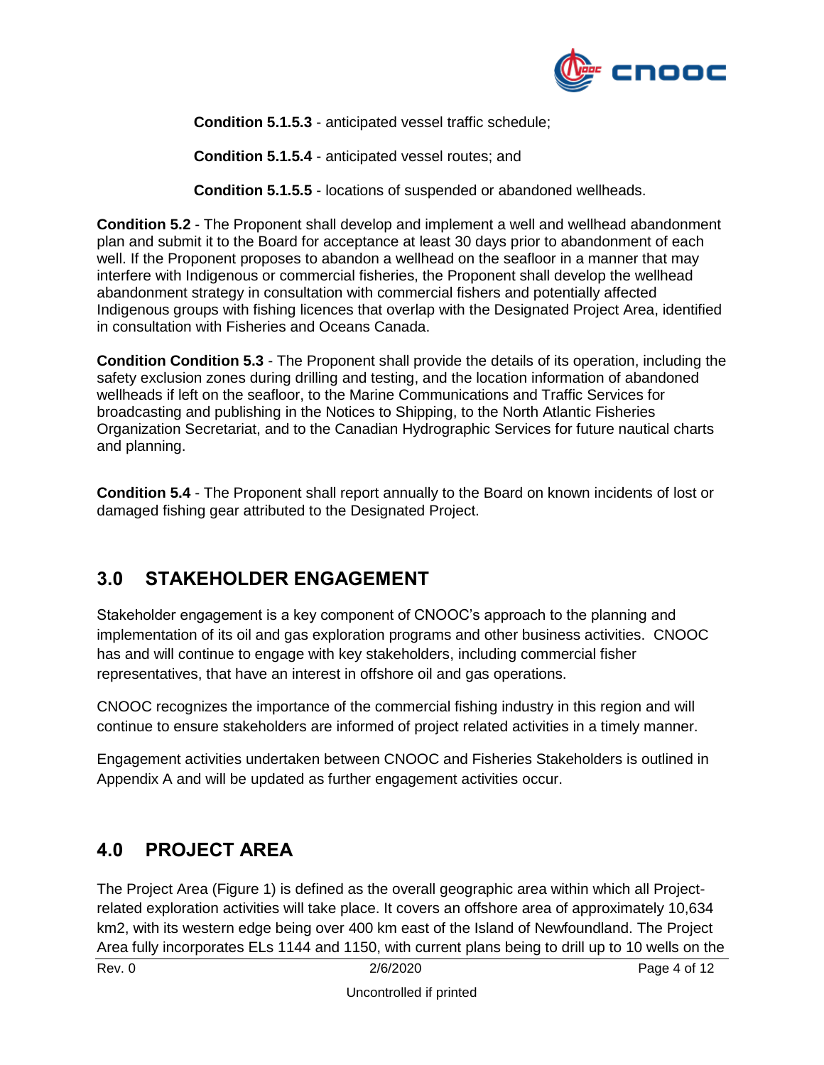**Condition 5.1.5.3** - anticipated vessel traffic schedule;

**Condition 5.1.5.4** - anticipated vessel routes; and

**Condition 5.1.5.5** - locations of suspended or abandoned wellheads.

**Condition 5.2** - The Proponent shall develop and implement a well and wellhead abandonment plan and submit it to the Board for acceptance at least 30 days prior to abandonment of each well. If the Proponent proposes to abandon a wellhead on the seafloor in a manner that may interfere with Indigenous or commercial fisheries, the Proponent shall develop the wellhead abandonment strategy in consultation with commercial fishers and potentially affected Indigenous groups with fishing licences that overlap with the Designated Project Area, identified in consultation with Fisheries and Oceans Canada.

**Condition Condition 5.3** - The Proponent shall provide the details of its operation, including the safety exclusion zones during drilling and testing, and the location information of abandoned wellheads if left on the seafloor, to the Marine Communications and Traffic Services for broadcasting and publishing in the Notices to Shipping, to the North Atlantic Fisheries Organization Secretariat, and to the Canadian Hydrographic Services for future nautical charts and planning.

**Condition 5.4** - The Proponent shall report annually to the Board on known incidents of lost or damaged fishing gear attributed to the Designated Project.

## 3.0 STAKEHOLDER ENGAGEMENT

Stakeholder engagement is a key component of CNOOC's approach to the planning and implementation of its oil and gas exploration programs and other business activities. CNOOC has and will continue to engage with key stakeholders, including commercial fisher representatives, that have an interest in offshore oil and gas operations.

CNOOC recognizes the importance of the commercial fishing industry in this region and will continue to ensure stakeholders are informed of project related activities in a timely manner.

Engagement activities undertaken between CNOOC and Fisheries Stakeholders is outlined in Appendix A and will be updated as further engagement activities occur.

## 4.0 PROJECT AREA

The Project Area (Figure 1) is defined as the overall geographic area within which all Project-related exploration activities will take place. It covers an offshore area of approximately 10,634 km2, with its western edge being over 400 km east of the Island of Newfoundland. The Project Area fully incorporates ELs 1144 and 1150, with current plans being to drill up to 10 wells on the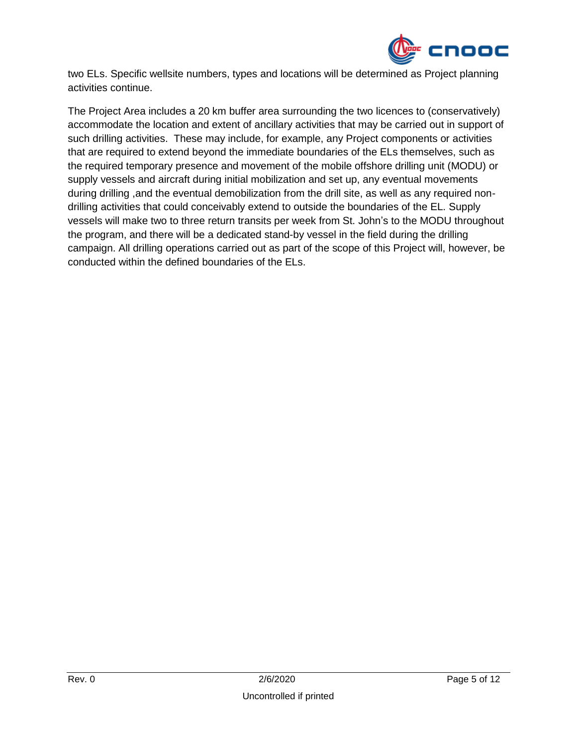two ELs. Specific wellsite numbers, types and locations will be determined as Project planning activities continue.

The Project Area includes a 20 km buffer area surrounding the two licences to (conservatively) accommodate the location and extent of ancillary activities that may be carried out in support of such drilling activities.  These may include, for example, any Project components or activities that are required to extend beyond the immediate boundaries of the ELs themselves, such as the required temporary presence and movement of the mobile offshore drilling unit (MODU) or supply vessels and aircraft during initial mobilization and set up, any eventual movements during drilling ,and the eventual demobilization from the drill site, as well as any required non-drilling activities that could conceivably extend to outside the boundaries of the EL. Supply vessels will make two to three return transits per week from St. John's to the MODU throughout the program, and there will be a dedicated stand-by vessel in the field during the drilling campaign. All drilling operations carried out as part of the scope of this Project will, however, be conducted within the defined boundaries of the ELs.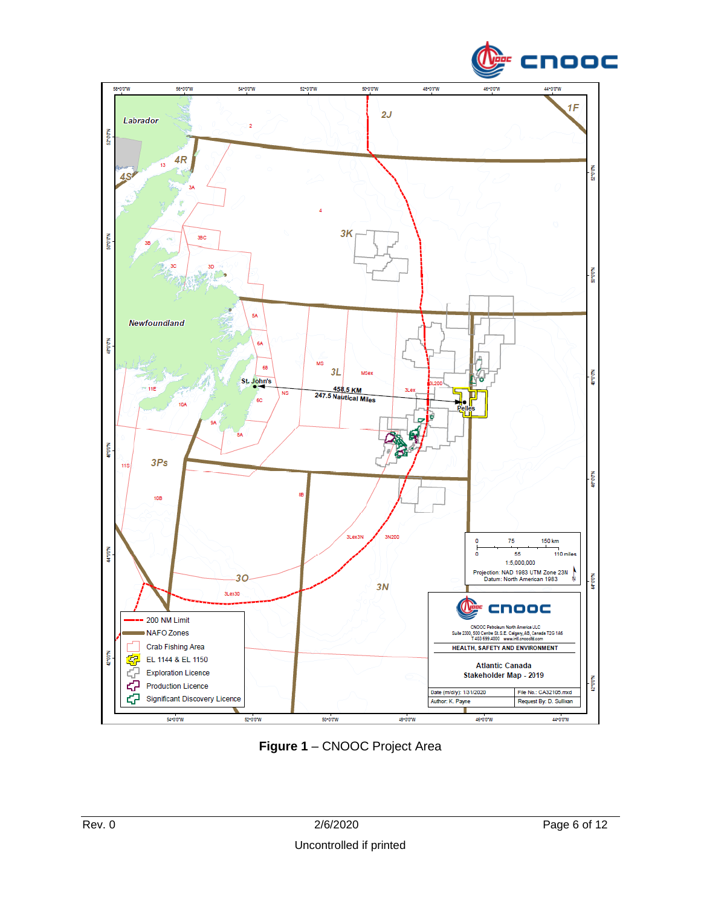**Figure 1** – CNOOC Project Area

Uncontrolled if printed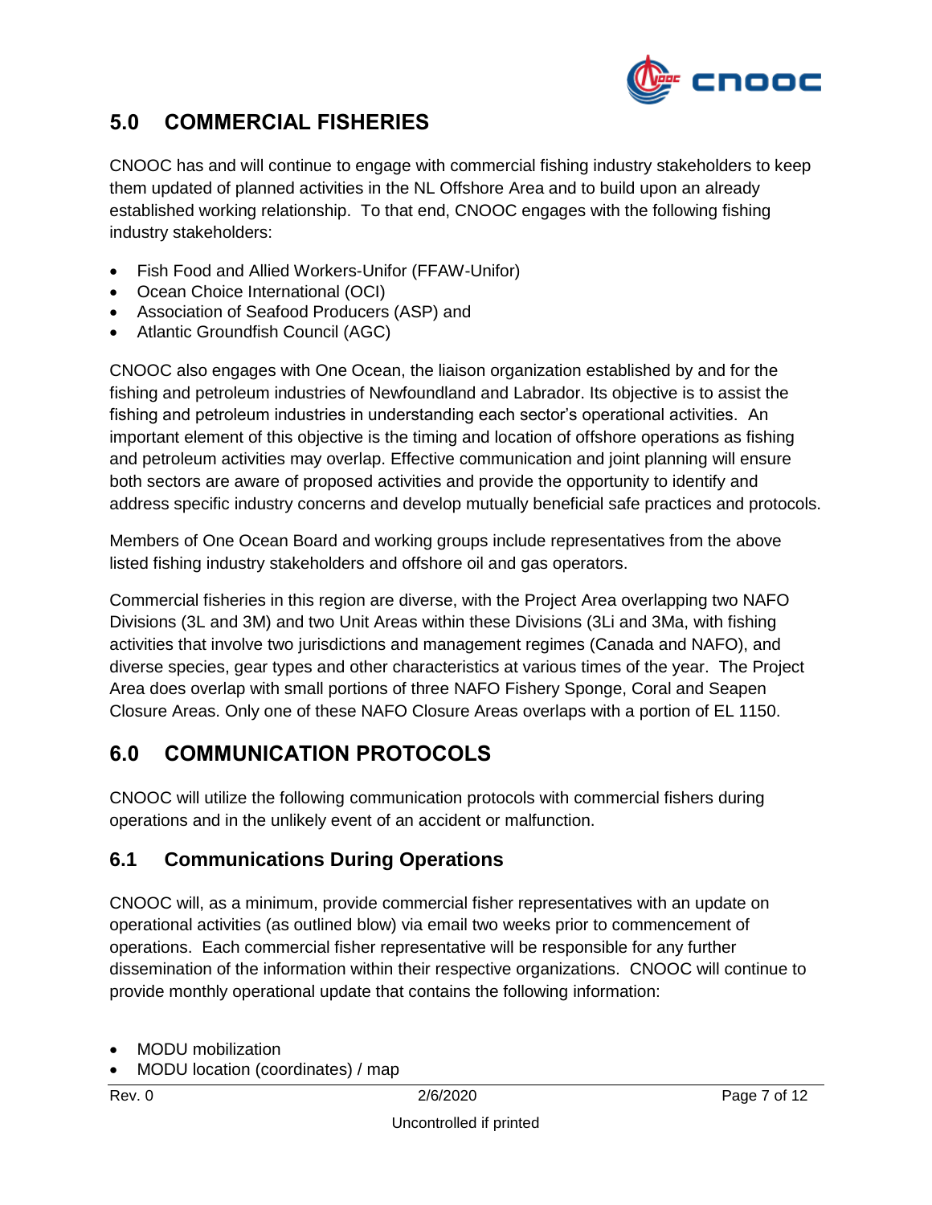## 5.0 COMMERCIAL FISHERIES

CNOOC has and will continue to engage with commercial fishing industry stakeholders to keep them updated of planned activities in the NL Offshore Area and to build upon an already established working relationship. To that end, CNOOC engages with the following fishing industry stakeholders:

- Fish Food and Allied Workers-Unifor (FFAW-Unifor)
- Ocean Choice International (OCI)
- Association of Seafood Producers (ASP) and
- Atlantic Groundfish Council (AGC)

CNOOC also engages with One Ocean, the liaison organization established by and for the fishing and petroleum industries of Newfoundland and Labrador. Its objective is to assist the fishing and petroleum industries in understanding each sector's operational activities. An important element of this objective is the timing and location of offshore operations as fishing and petroleum activities may overlap. Effective communication and joint planning will ensure both sectors are aware of proposed activities and provide the opportunity to identify and address specific industry concerns and develop mutually beneficial safe practices and protocols.

Members of One Ocean Board and working groups include representatives from the above listed fishing industry stakeholders and offshore oil and gas operators.

Commercial fisheries in this region are diverse, with the Project Area overlapping two NAFO Divisions (3L and 3M) and two Unit Areas within these Divisions (3Li and 3Ma, with fishing activities that involve two jurisdictions and management regimes (Canada and NAFO), and diverse species, gear types and other characteristics at various times of the year. The Project Area does overlap with small portions of three NAFO Fishery Sponge, Coral and Seapen Closure Areas. Only one of these NAFO Closure Areas overlaps with a portion of EL 1150.

## 6.0 COMMUNICATION PROTOCOLS

CNOOC will utilize the following communication protocols with commercial fishers during operations and in the unlikely event of an accident or malfunction.

### 6.1 Communications During Operations

CNOOC will, as a minimum, provide commercial fisher representatives with an update on operational activities (as outlined blow) via email two weeks prior to commencement of operations. Each commercial fisher representative will be responsible for any further dissemination of the information within their respective organizations. CNOOC will continue to provide monthly operational update that contains the following information:

- MODU mobilization
- MODU location (coordinates) / map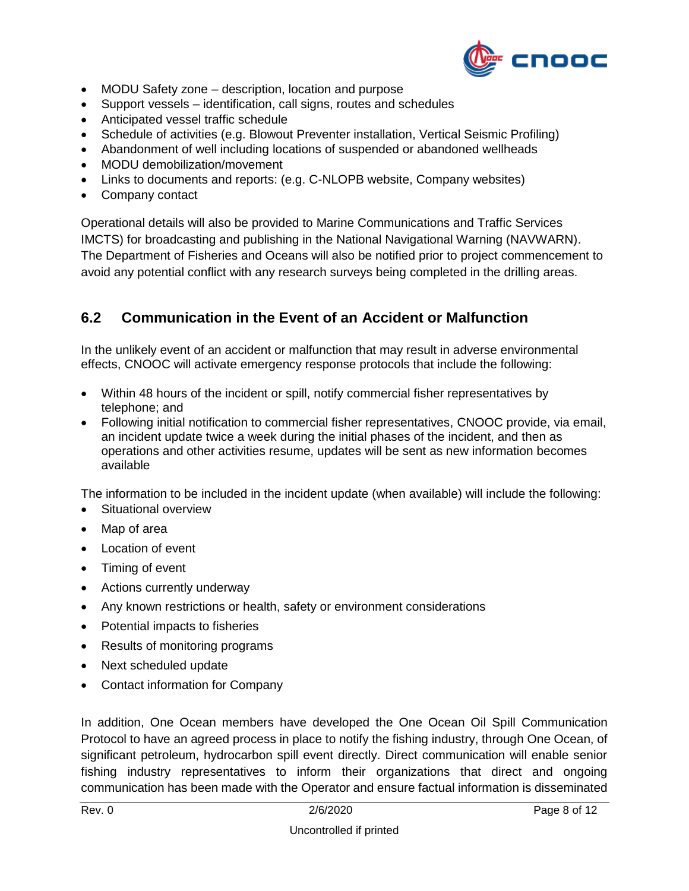- MODU Safety zone – description, location and purpose
- Support vessels – identification, call signs, routes and schedules
- Anticipated vessel traffic schedule
- Schedule of activities (e.g. Blowout Preventer installation, Vertical Seismic Profiling)
- Abandonment of well including locations of suspended or abandoned wellheads
- MODU demobilization/movement
- Links to documents and reports: (e.g. C-NLOPB website, Company websites)
- Company contact

Operational details will also be provided to Marine Communications and Traffic Services IMCTS) for broadcasting and publishing in the National Navigational Warning (NAVWARN). The Department of Fisheries and Oceans will also be notified prior to project commencement to avoid any potential conflict with any research surveys being completed in the drilling areas.

## 6.2 Communication in the Event of an Accident or Malfunction

In the unlikely event of an accident or malfunction that may result in adverse environmental effects, CNOOC will activate emergency response protocols that include the following:

- Within 48 hours of the incident or spill, notify commercial fisher representatives by telephone; and
- Following initial notification to commercial fisher representatives, CNOOC provide, via email, an incident update twice a week during the initial phases of the incident, and then as operations and other activities resume, updates will be sent as new information becomes available

The information to be included in the incident update (when available) will include the following:

- Situational overview
- Map of area
- Location of event
- Timing of event
- Actions currently underway
- Any known restrictions or health, safety or environment considerations
- Potential impacts to fisheries
- Results of monitoring programs
- Next scheduled update
- Contact information for Company

In addition, One Ocean members have developed the One Ocean Oil Spill Communication Protocol to have an agreed process in place to notify the fishing industry, through One Ocean, of significant petroleum, hydrocarbon spill event directly. Direct communication will enable senior fishing industry representatives to inform their organizations that direct and ongoing communication has been made with the Operator and ensure factual information is disseminated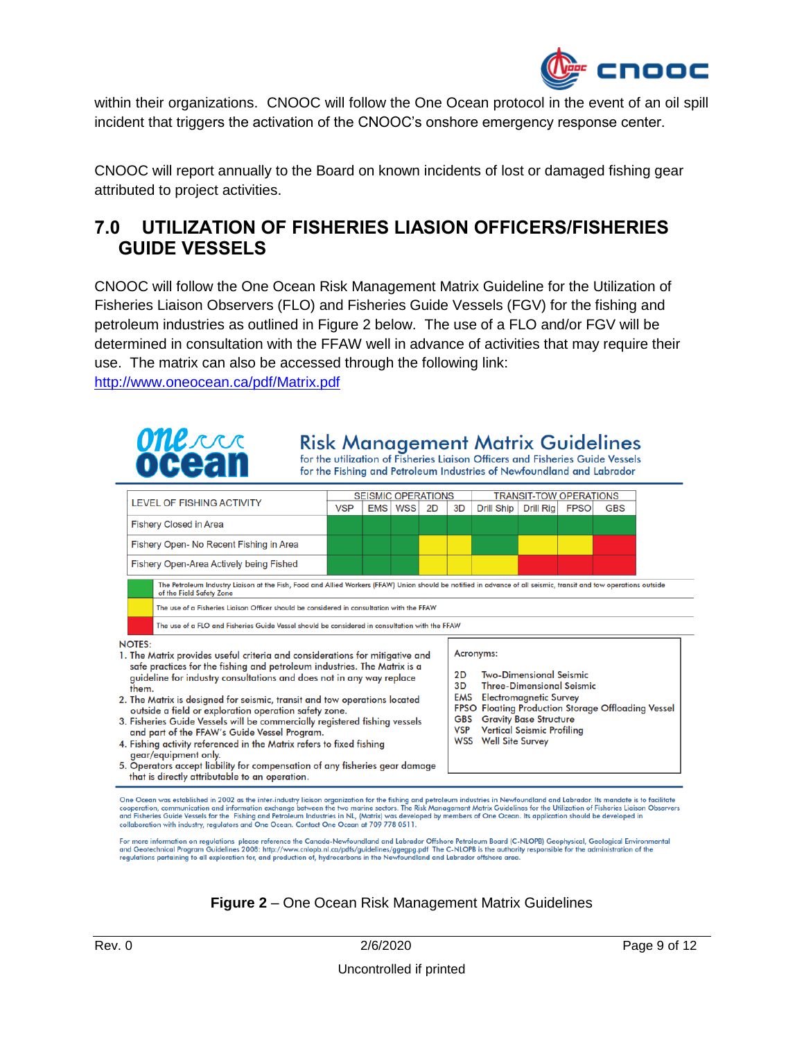within their organizations. CNOOC will follow the One Ocean protocol in the event of an oil spill incident that triggers the activation of the CNOOC's onshore emergency response center.

CNOOC will report annually to the Board on known incidents of lost or damaged fishing gear attributed to project activities.

## 7.0 UTILIZATION OF FISHERIES LIASION OFFICERS/FISHERIES GUIDE VESSELS

CNOOC will follow the One Ocean Risk Management Matrix Guideline for the Utilization of Fisheries Liaison Observers (FLO) and Fisheries Guide Vessels (FGV) for the fishing and petroleum industries as outlined in Figure 2 below. The use of a FLO and/or FGV will be determined in consultation with the FFAW well in advance of activities that may require their use. The matrix can also be accessed through the following link: http://www.oneocean.ca/pdf/Matrix.pdf

**one ocean**

**Risk Management Matrix Guidelines**
for the utilization of Fisheries Liaison Officers and Fisheries Guide Vessels
for the Fishing and Petroleum Industries of Newfoundland and Labrador

| LEVEL OF FISHING ACTIVITY | SEISMIC OPERATIONS | | | | | TRANSIT-TOW OPERATIONS | | | |
|---|---|---|---|---|---|---|---|---|---|
| | VSP | EMS | WSS | 2D | 3D | Drill Ship | Drill Rig | FPSO | GBS |
| Fishery Closed in Area | Green | Green | Green | Green | Green | Green | Green | Green | Green |
| Fishery Open- No Recent Fishing in Area | Green | Green | Green | Yellow | Yellow | Green | Yellow | Yellow | Red |
| Fishery Open-Area Actively being Fished | Green | Green | Green | Yellow | Yellow | Yellow | Yellow | Red | Red |

| Colour | Meaning |
|---|---|
| Green | The Petroleum Industry Liaison at the Fish, Food and Allied Workers (FFAW) Union should be notified in advance of all seismic, transit and tow operations outside of the Field Safety Zone |
| Yellow | The use of a Fisheries Liaison Officer should be considered in consultation with the FFAW |
| Red | The use of a FLO and Fisheries Guide Vessel should be considered in consultation with the FFAW |

NOTES:

1. The Matrix provides useful criteria and considerations for mitigative and safe practices for the fishing and petroleum industries. The Matrix is a guideline for industry consultations and does not in any way replace them.
2. The Matrix is designed for seismic, transit and tow operations located outside a field or exploration operation safety zone.
3. Fisheries Guide Vessels will be commercially registered fishing vessels and part of the FFAW's Guide Vessel Program.
4. Fishing activity referenced in the Matrix refers to fixed fishing gear/equipment only.
5. Operators accept liability for compensation of any fisheries gear damage that is directly attributable to an operation.

Acronyms:

- 2D Two-Dimensional Seismic
- 3D Three-Dimensional Seismic
- EMS Electromagnetic Survey
- FPSO Floating Production Storage Offloading Vessel
- GBS Gravity Base Structure
- VSP Vertical Seismic Profiling
- WSS Well Site Survey

One Ocean was established in 2002 as the inter-industry liaison organization for the fishing and petroleum industries in Newfoundland and Labrador. Its mandate is to facilitate cooperation, communication and information exchange between the two marine sectors. The Risk Management Matrix Guidelines for the Utilization of Fisheries Liaison Observers and Fisheries Guide Vessels for the Fishing and Petroleum Industries in NL, (Matrix) was developed by members of One Ocean. Its application should be developed in collaboration with industry, regulators and One Ocean. Contact One Ocean at 709 778 0511.

For more information on regulations please reference the Canada-Newfoundland and Labrador Offshore Petroleum Board (C-NLOPB) Geophysical, Geological Environmental and Geotechnical Program Guidelines 2008: http://www.cnlopb.nl.ca/pdfs/guidelines/ggegpg.pdf The C-NLOPB is the authority responsible for the administration of the regulations pertaining to all exploration for, and production of, hydrocarbons in the Newfoundland and Labrador offshore area.

**Figure 2** – One Ocean Risk Management Matrix Guidelines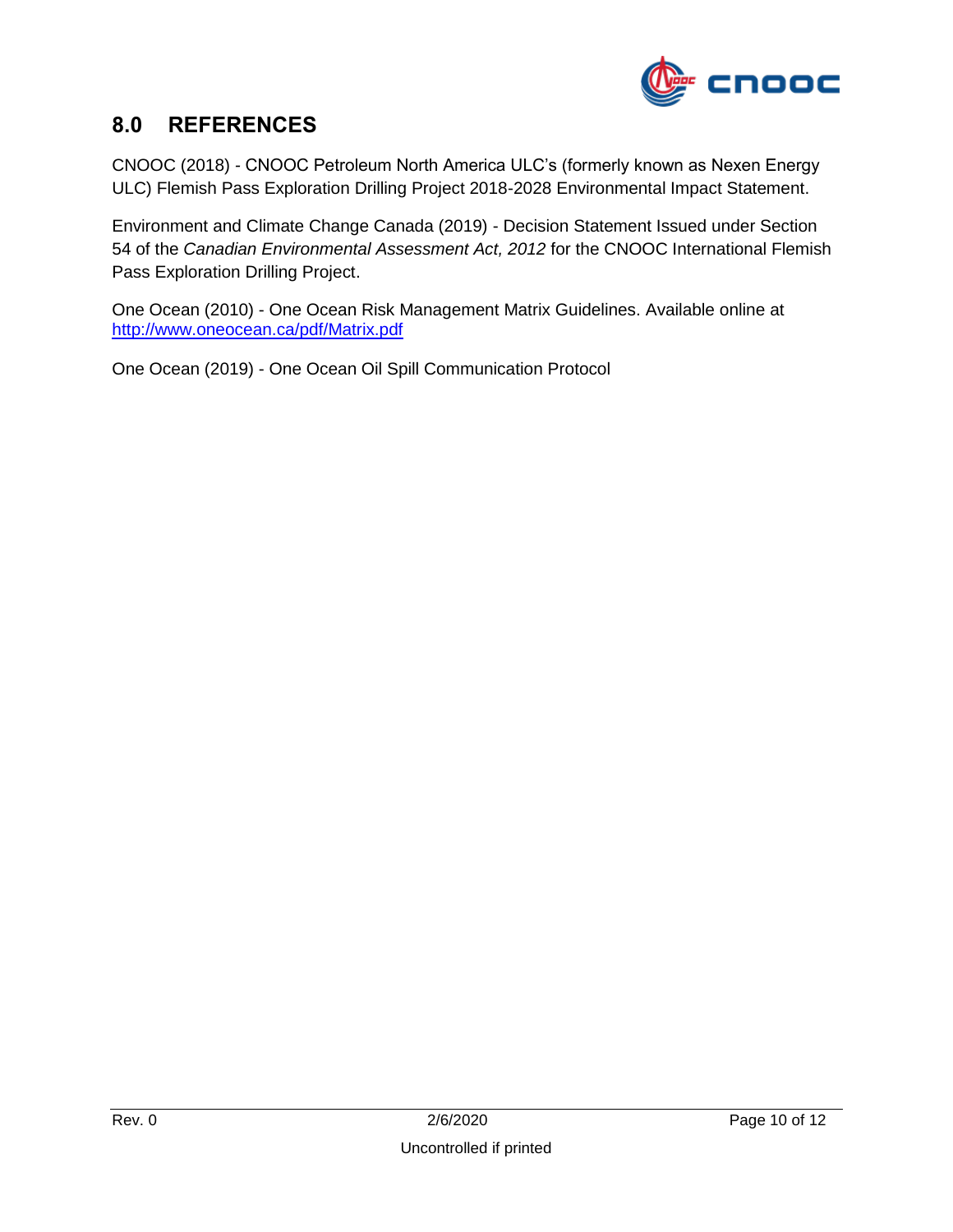## 8.0 REFERENCES

CNOOC (2018) - CNOOC Petroleum North America ULC's (formerly known as Nexen Energy ULC) Flemish Pass Exploration Drilling Project 2018-2028 Environmental Impact Statement.

Environment and Climate Change Canada (2019) - Decision Statement Issued under Section 54 of the *Canadian Environmental Assessment Act, 2012* for the CNOOC International Flemish Pass Exploration Drilling Project.

One Ocean (2010) - One Ocean Risk Management Matrix Guidelines. Available online at http://www.oneocean.ca/pdf/Matrix.pdf

One Ocean (2019) - One Ocean Oil Spill Communication Protocol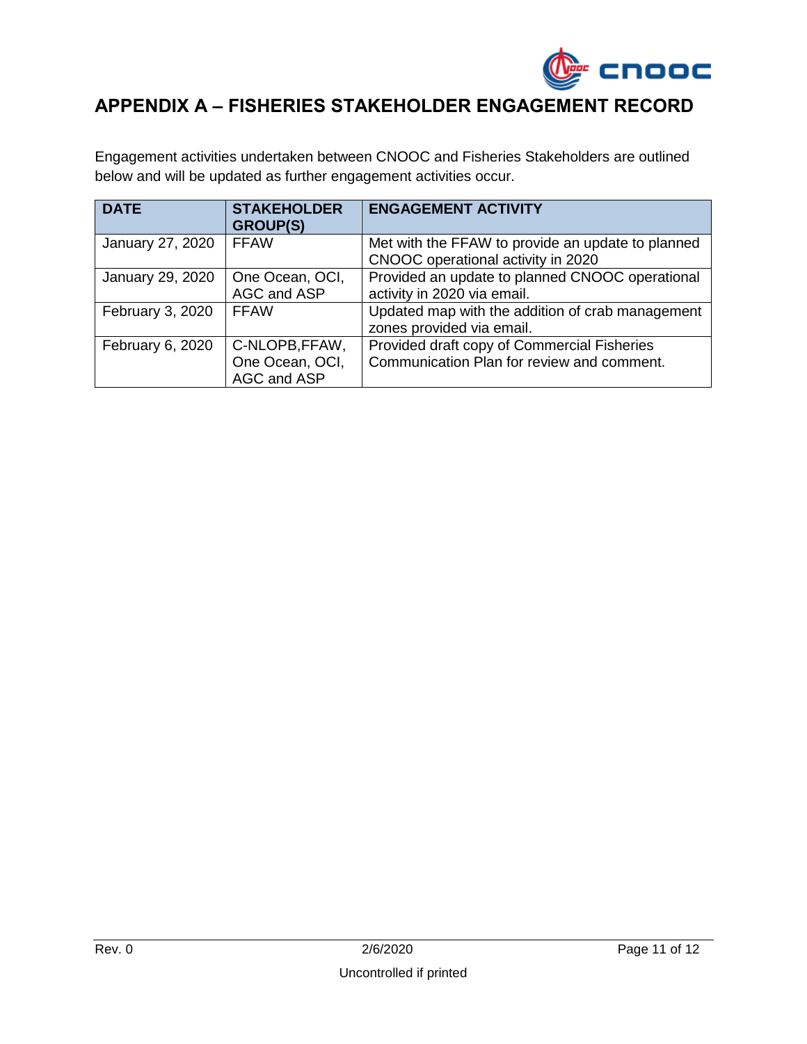# APPENDIX A – FISHERIES STAKEHOLDER ENGAGEMENT RECORD

Engagement activities undertaken between CNOOC and Fisheries Stakeholders are outlined below and will be updated as further engagement activities occur.

| DATE | STAKEHOLDER GROUP(S) | ENGAGEMENT ACTIVITY |
|---|---|---|
| January 27, 2020 | FFAW | Met with the FFAW to provide an update to planned CNOOC operational activity in 2020 |
| January 29, 2020 | One Ocean, OCI, AGC and ASP | Provided an update to planned CNOOC operational activity in 2020 via email. |
| February 3, 2020 | FFAW | Updated map with the addition of crab management zones provided via email. |
| February 6, 2020 | C-NLOPB,FFAW, One Ocean, OCI, AGC and ASP | Provided draft copy of Commercial Fisheries Communication Plan for review and comment. |